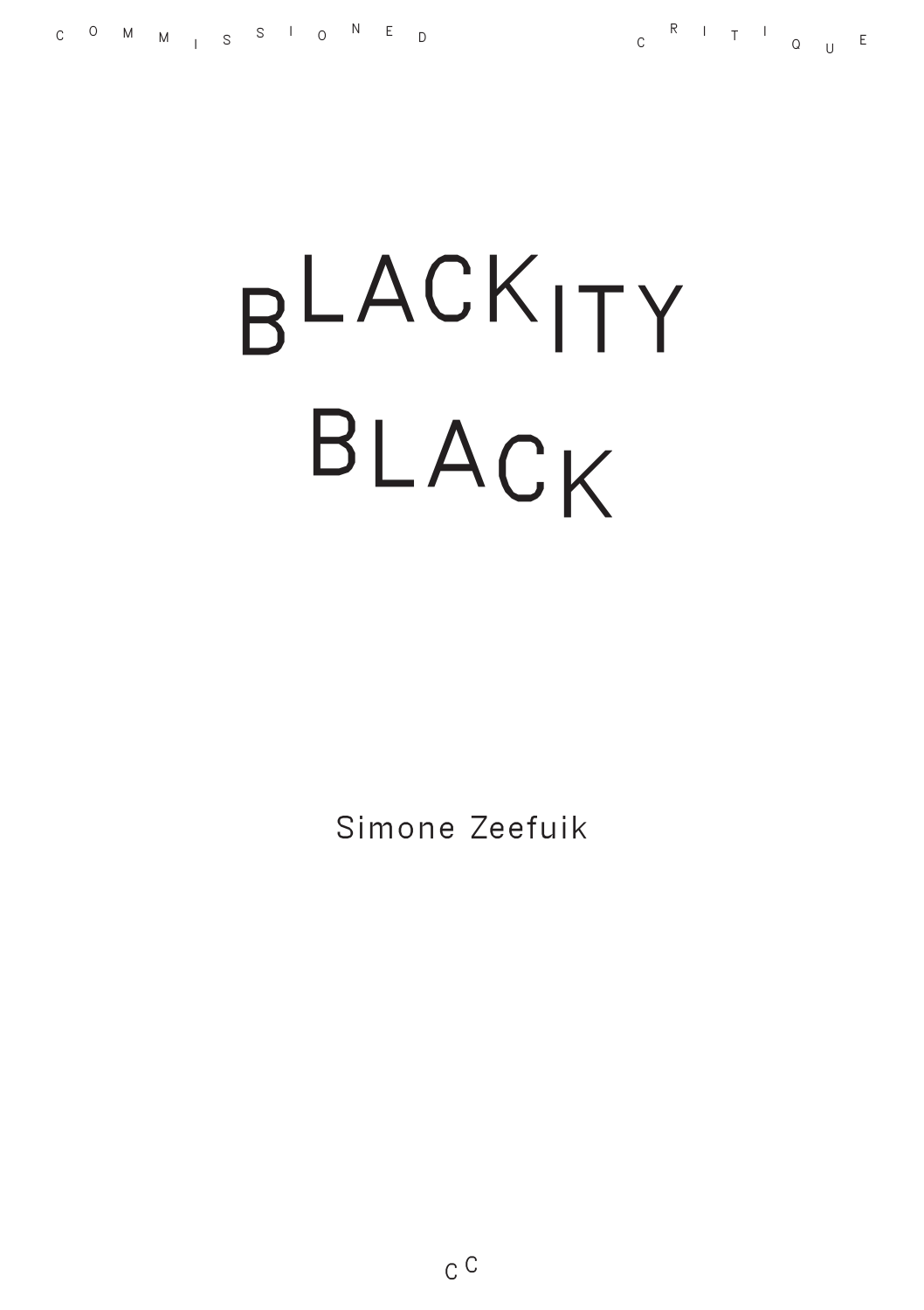COMMISSIONED CRITIQUE

# BLACKITY BLACK

Simone Zeefuik

CC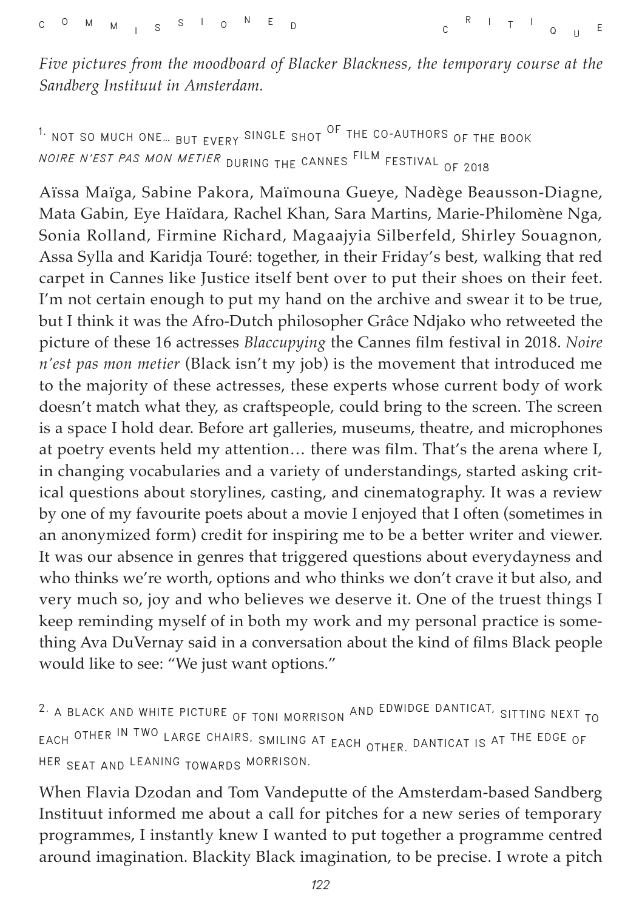*Five pictures from the moodboard of Blacker Blackness, the temporary course at the Sandberg Instituut in Amsterdam.*

### 1. Not so much one… but every single shot of the co-authors of the book *Noire n'est pas mon metier* during the Cannes Film Festival of 2018

Aïssa Maïga, Sabine Pakora, Maïmouna Gueye, Nadège Beausson-Diagne, Mata Gabin, Eye Haïdara, Rachel Khan, Sara Martins, Marie-Philomène Nga, Sonia Rolland, Firmine Richard, Magaajyia Silberfeld, Shirley Souagnon, Assa Sylla and Karidja Touré: together, in their Friday's best, walking that red carpet in Cannes like Justice itself bent over to put their shoes on their feet. I'm not certain enough to put my hand on the archive and swear it to be true, but I think it was the Afro-Dutch philosopher Grâce Ndjako who retweeted the picture of these 16 actresses *Blaccupying* the Cannes film festival in 2018. *Noire n'est pas mon metier* (Black isn't my job) is the movement that introduced me to the majority of these actresses, these experts whose current body of work doesn't match what they, as craftspeople, could bring to the screen. The screen is a space I hold dear. Before art galleries, museums, theatre, and microphones at poetry events held my attention… there was film. That's the arena where I, in changing vocabularies and a variety of understandings, started asking critical questions about storylines, casting, and cinematography. It was a review by one of my favourite poets about a movie I enjoyed that I often (sometimes in an anonymized form) credit for inspiring me to be a better writer and viewer. It was our absence in genres that triggered questions about everydayness and who thinks we're worth, options and who thinks we don't crave it but also, and very much so, joy and who believes we deserve it. One of the truest things I keep reminding myself of in both my work and my personal practice is something Ava DuVernay said in a conversation about the kind of films Black people would like to see: "We just want options."

### 2. A black and white picture of Toni Morrison and Edwidge Danticat, sitting next to each other in two large chairs, smiling at each other. Danticat is at the edge of her seat and leaning towards Morrison.

When Flavia Dzodan and Tom Vandeputte of the Amsterdam-based Sandberg Instituut informed me about a call for pitches for a new series of temporary programmes, I instantly knew I wanted to put together a programme centred around imagination. Blackity Black imagination, to be precise. I wrote a pitch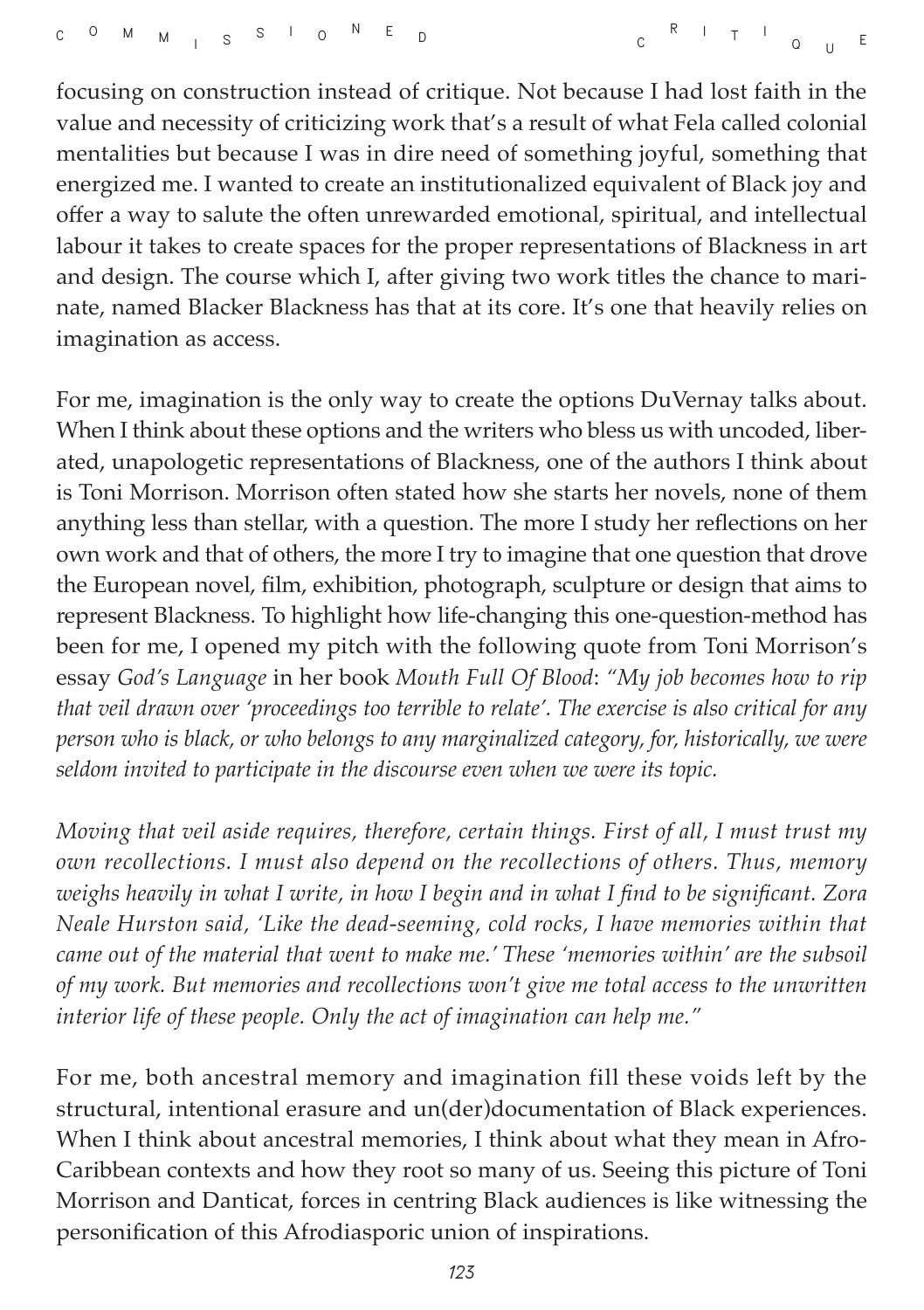focusing on construction instead of critique. Not because I had lost faith in the value and necessity of criticizing work that's a result of what Fela called colonial mentalities but because I was in dire need of something joyful, something that energized me. I wanted to create an institutionalized equivalent of Black joy and offer a way to salute the often unrewarded emotional, spiritual, and intellectual labour it takes to create spaces for the proper representations of Blackness in art and design. The course which I, after giving two work titles the chance to marinate, named Blacker Blackness has that at its core. It's one that heavily relies on imagination as access.

For me, imagination is the only way to create the options DuVernay talks about. When I think about these options and the writers who bless us with uncoded, liberated, unapologetic representations of Blackness, one of the authors I think about is Toni Morrison. Morrison often stated how she starts her novels, none of them anything less than stellar, with a question. The more I study her reflections on her own work and that of others, the more I try to imagine that one question that drove the European novel, film, exhibition, photograph, sculpture or design that aims to represent Blackness. To highlight how life-changing this one-question-method has been for me, I opened my pitch with the following quote from Toni Morrison's essay *God's Language* in her book *Mouth Full Of Blood*: *"My job becomes how to rip that veil drawn over 'proceedings too terrible to relate'. The exercise is also critical for any person who is black, or who belongs to any marginalized category, for, historically, we were seldom invited to participate in the discourse even when we were its topic.*

*Moving that veil aside requires, therefore, certain things. First of all, I must trust my own recollections. I must also depend on the recollections of others. Thus, memory weighs heavily in what I write, in how I begin and in what I find to be significant. Zora Neale Hurston said, 'Like the dead-seeming, cold rocks, I have memories within that came out of the material that went to make me.' These 'memories within' are the subsoil of my work. But memories and recollections won't give me total access to the unwritten interior life of these people. Only the act of imagination can help me."*

For me, both ancestral memory and imagination fill these voids left by the structural, intentional erasure and un(der)documentation of Black experiences. When I think about ancestral memories, I think about what they mean in Afro-Caribbean contexts and how they root so many of us. Seeing this picture of Toni Morrison and Danticat, forces in centring Black audiences is like witnessing the personification of this Afrodiasporic union of inspirations.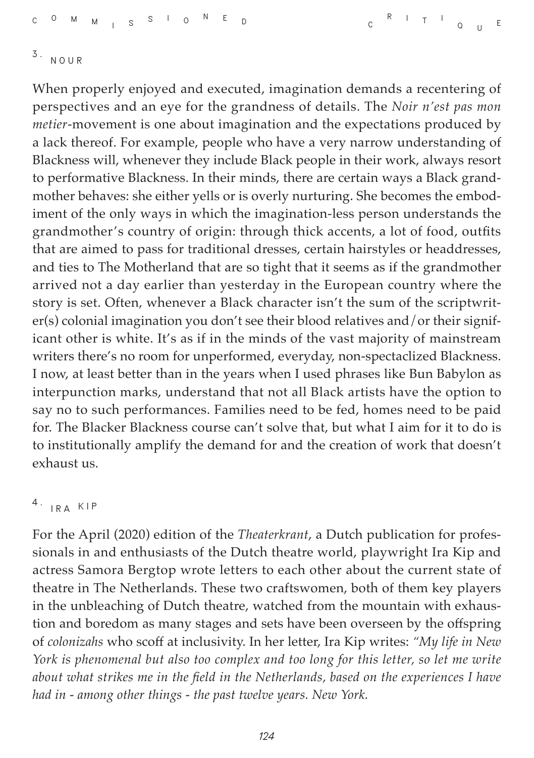## 3. NOUR

When properly enjoyed and executed, imagination demands a recentering of perspectives and an eye for the grandness of details. The *Noir n'est pas mon metier*-movement is one about imagination and the expectations produced by a lack thereof. For example, people who have a very narrow understanding of Blackness will, whenever they include Black people in their work, always resort to performative Blackness. In their minds, there are certain ways a Black grandmother behaves: she either yells or is overly nurturing. She becomes the embodiment of the only ways in which the imagination-less person understands the grandmother's country of origin: through thick accents, a lot of food, outfits that are aimed to pass for traditional dresses, certain hairstyles or headdresses, and ties to The Motherland that are so tight that it seems as if the grandmother arrived not a day earlier than yesterday in the European country where the story is set. Often, whenever a Black character isn't the sum of the scriptwriter(s) colonial imagination you don't see their blood relatives and/or their significant other is white. It's as if in the minds of the vast majority of mainstream writers there's no room for unperformed, everyday, non-spectaclized Blackness. I now, at least better than in the years when I used phrases like Bun Babylon as interpunction marks, understand that not all Black artists have the option to say no to such performances. Families need to be fed, homes need to be paid for. The Blacker Blackness course can't solve that, but what I aim for it to do is to institutionally amplify the demand for and the creation of work that doesn't exhaust us.

## 4. IRA KIP

For the April (2020) edition of the *Theaterkrant*, a Dutch publication for professionals in and enthusiasts of the Dutch theatre world, playwright Ira Kip and actress Samora Bergtop wrote letters to each other about the current state of theatre in The Netherlands. These two craftswomen, both of them key players in the unbleaching of Dutch theatre, watched from the mountain with exhaustion and boredom as many stages and sets have been overseen by the offspring of *colonizahs* who scoff at inclusivity. In her letter, Ira Kip writes: *"My life in New York is phenomenal but also too complex and too long for this letter, so let me write about what strikes me in the field in the Netherlands, based on the experiences I have had in - among other things - the past twelve years. New York.*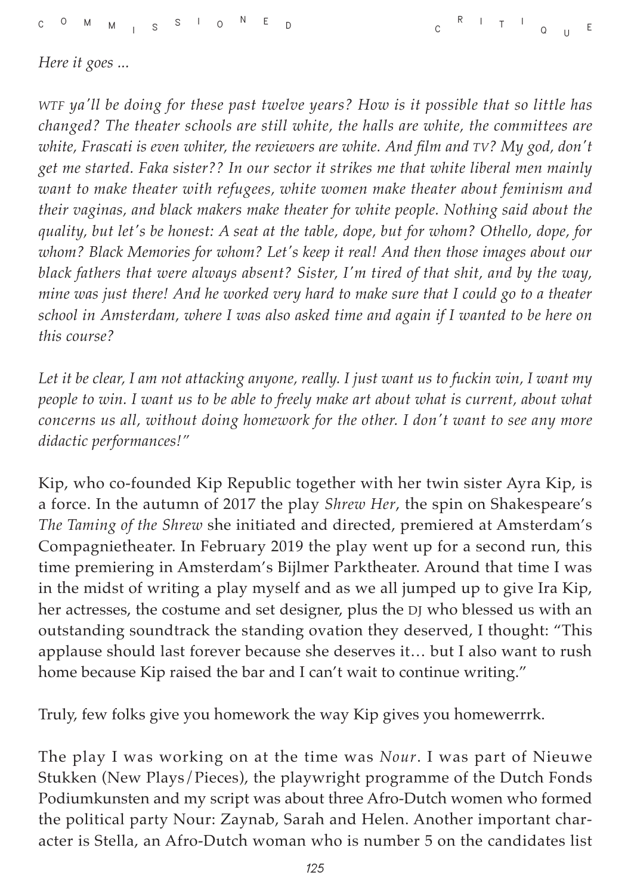*Here it goes ...*

*WTF ya'll be doing for these past twelve years? How is it possible that so little has changed? The theater schools are still white, the halls are white, the committees are white, Frascati is even whiter, the reviewers are white. And film and TV? My god, don't get me started. Faka sister?? In our sector it strikes me that white liberal men mainly want to make theater with refugees, white women make theater about feminism and their vaginas, and black makers make theater for white people. Nothing said about the quality, but let's be honest: A seat at the table, dope, but for whom? Othello, dope, for whom? Black Memories for whom? Let's keep it real! And then those images about our black fathers that were always absent? Sister, I'm tired of that shit, and by the way, mine was just there! And he worked very hard to make sure that I could go to a theater school in Amsterdam, where I was also asked time and again if I wanted to be here on this course?*

*Let it be clear, I am not attacking anyone, really. I just want us to fuckin win, I want my people to win. I want us to be able to freely make art about what is current, about what concerns us all, without doing homework for the other. I don't want to see any more didactic performances!"*

Kip, who co-founded Kip Republic together with her twin sister Ayra Kip, is a force. In the autumn of 2017 the play *Shrew Her*, the spin on Shakespeare's *The Taming of the Shrew* she initiated and directed, premiered at Amsterdam's Compagnietheater. In February 2019 the play went up for a second run, this time premiering in Amsterdam's Bijlmer Parktheater. Around that time I was in the midst of writing a play myself and as we all jumped up to give Ira Kip, her actresses, the costume and set designer, plus the DJ who blessed us with an outstanding soundtrack the standing ovation they deserved, I thought: "This applause should last forever because she deserves it… but I also want to rush home because Kip raised the bar and I can't wait to continue writing."

Truly, few folks give you homework the way Kip gives you homewerrrk.

The play I was working on at the time was *Nour*. I was part of Nieuwe Stukken (New Plays/Pieces), the playwright programme of the Dutch Fonds Podiumkunsten and my script was about three Afro-Dutch women who formed the political party Nour: Zaynab, Sarah and Helen. Another important character is Stella, an Afro-Dutch woman who is number 5 on the candidates list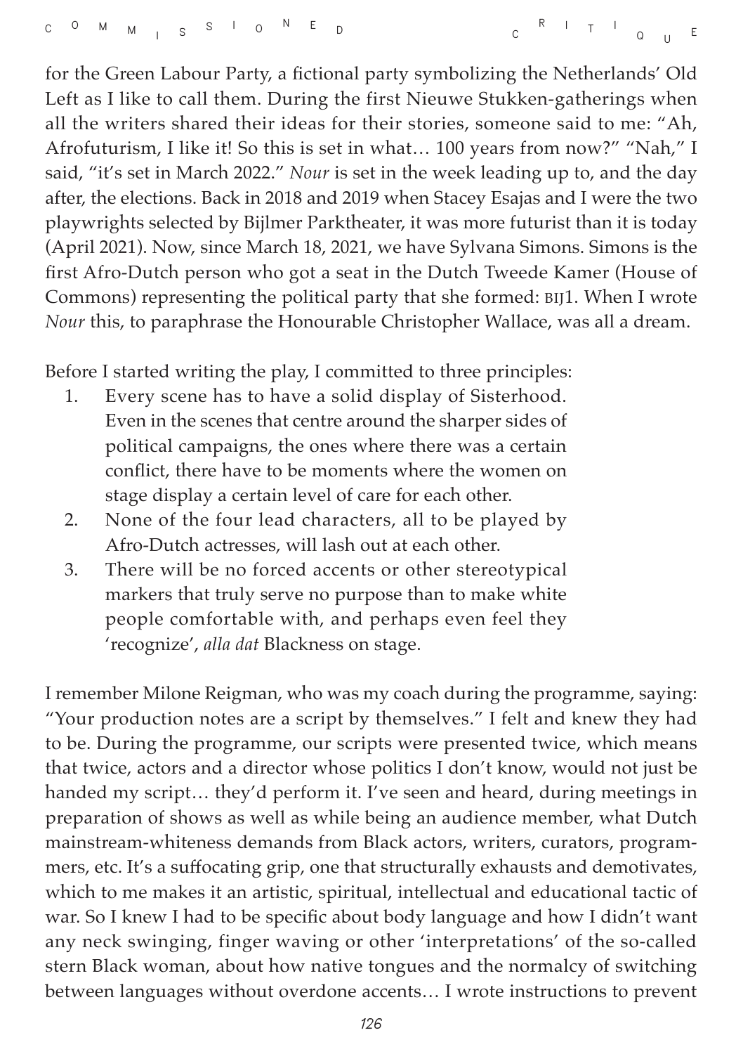for the Green Labour Party, a fictional party symbolizing the Netherlands' Old Left as I like to call them. During the first Nieuwe Stukken-gatherings when all the writers shared their ideas for their stories, someone said to me: "Ah, Afrofuturism, I like it! So this is set in what… 100 years from now?" "Nah," I said, "it's set in March 2022." *Nour* is set in the week leading up to, and the day after, the elections. Back in 2018 and 2019 when Stacey Esajas and I were the two playwrights selected by Bijlmer Parktheater, it was more futurist than it is today (April 2021). Now, since March 18, 2021, we have Sylvana Simons. Simons is the first Afro-Dutch person who got a seat in the Dutch Tweede Kamer (House of Commons) representing the political party that she formed: BIJ1. When I wrote *Nour* this, to paraphrase the Honourable Christopher Wallace, was all a dream.

Before I started writing the play, I committed to three principles:

1. Every scene has to have a solid display of Sisterhood. Even in the scenes that centre around the sharper sides of political campaigns, the ones where there was a certain conflict, there have to be moments where the women on stage display a certain level of care for each other.
2. None of the four lead characters, all to be played by Afro-Dutch actresses, will lash out at each other.
3. There will be no forced accents or other stereotypical markers that truly serve no purpose than to make white people comfortable with, and perhaps even feel they 'recognize', *alla dat* Blackness on stage.

I remember Milone Reigman, who was my coach during the programme, saying: "Your production notes are a script by themselves." I felt and knew they had to be. During the programme, our scripts were presented twice, which means that twice, actors and a director whose politics I don't know, would not just be handed my script… they'd perform it. I've seen and heard, during meetings in preparation of shows as well as while being an audience member, what Dutch mainstream-whiteness demands from Black actors, writers, curators, programmers, etc. It's a suffocating grip, one that structurally exhausts and demotivates, which to me makes it an artistic, spiritual, intellectual and educational tactic of war. So I knew I had to be specific about body language and how I didn't want any neck swinging, finger waving or other 'interpretations' of the so-called stern Black woman, about how native tongues and the normalcy of switching between languages without overdone accents… I wrote instructions to prevent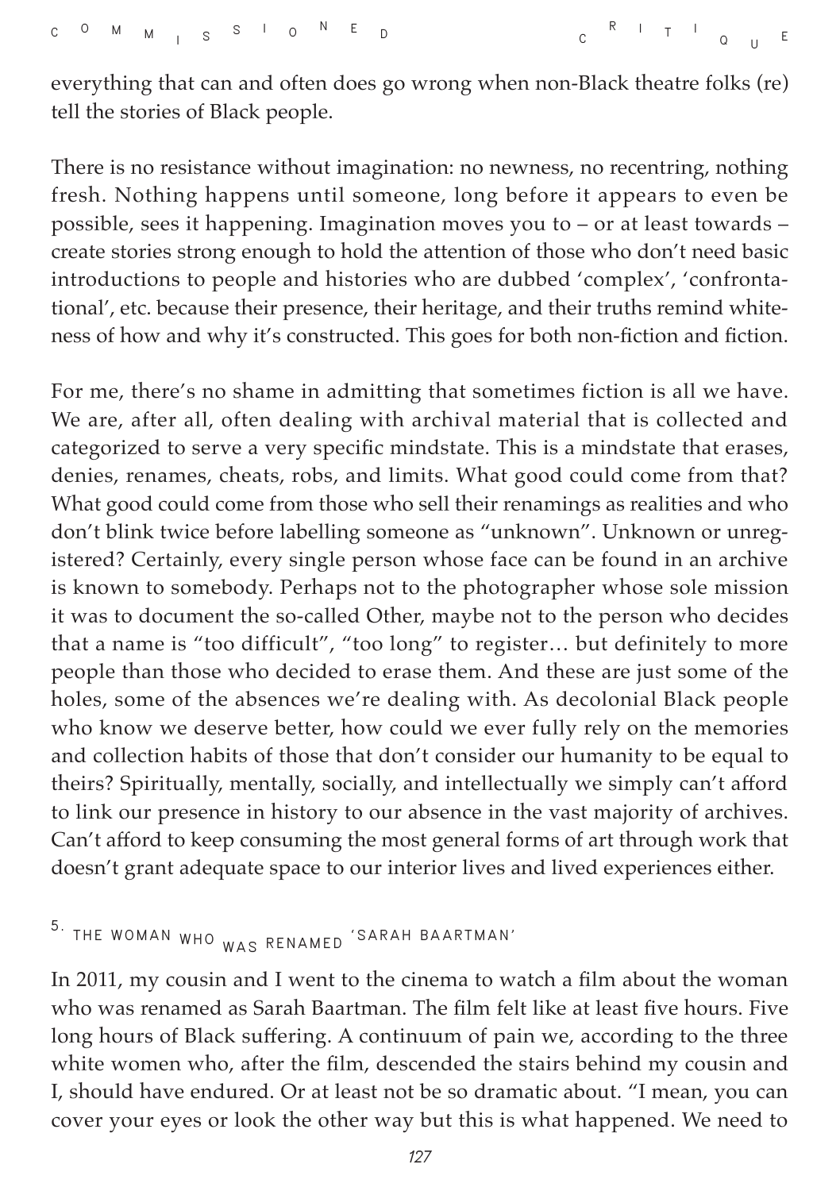everything that can and often does go wrong when non-Black theatre folks (re) tell the stories of Black people.

There is no resistance without imagination: no newness, no recentring, nothing fresh. Nothing happens until someone, long before it appears to even be possible, sees it happening. Imagination moves you to – or at least towards – create stories strong enough to hold the attention of those who don't need basic introductions to people and histories who are dubbed 'complex', 'confrontational', etc. because their presence, their heritage, and their truths remind whiteness of how and why it's constructed. This goes for both non-fiction and fiction.

For me, there's no shame in admitting that sometimes fiction is all we have. We are, after all, often dealing with archival material that is collected and categorized to serve a very specific mindstate. This is a mindstate that erases, denies, renames, cheats, robs, and limits. What good could come from that? What good could come from those who sell their renamings as realities and who don't blink twice before labelling someone as "unknown". Unknown or unregistered? Certainly, every single person whose face can be found in an archive is known to somebody. Perhaps not to the photographer whose sole mission it was to document the so-called Other, maybe not to the person who decides that a name is "too difficult", "too long" to register… but definitely to more people than those who decided to erase them. And these are just some of the holes, some of the absences we're dealing with. As decolonial Black people who know we deserve better, how could we ever fully rely on the memories and collection habits of those that don't consider our humanity to be equal to theirs? Spiritually, mentally, socially, and intellectually we simply can't afford to link our presence in history to our absence in the vast majority of archives. Can't afford to keep consuming the most general forms of art through work that doesn't grant adequate space to our interior lives and lived experiences either.

## 5. THE WOMAN WHO WAS RENAMED 'SARAH BAARTMAN'

In 2011, my cousin and I went to the cinema to watch a film about the woman who was renamed as Sarah Baartman. The film felt like at least five hours. Five long hours of Black suffering. A continuum of pain we, according to the three white women who, after the film, descended the stairs behind my cousin and I, should have endured. Or at least not be so dramatic about. "I mean, you can cover your eyes or look the other way but this is what happened. We need to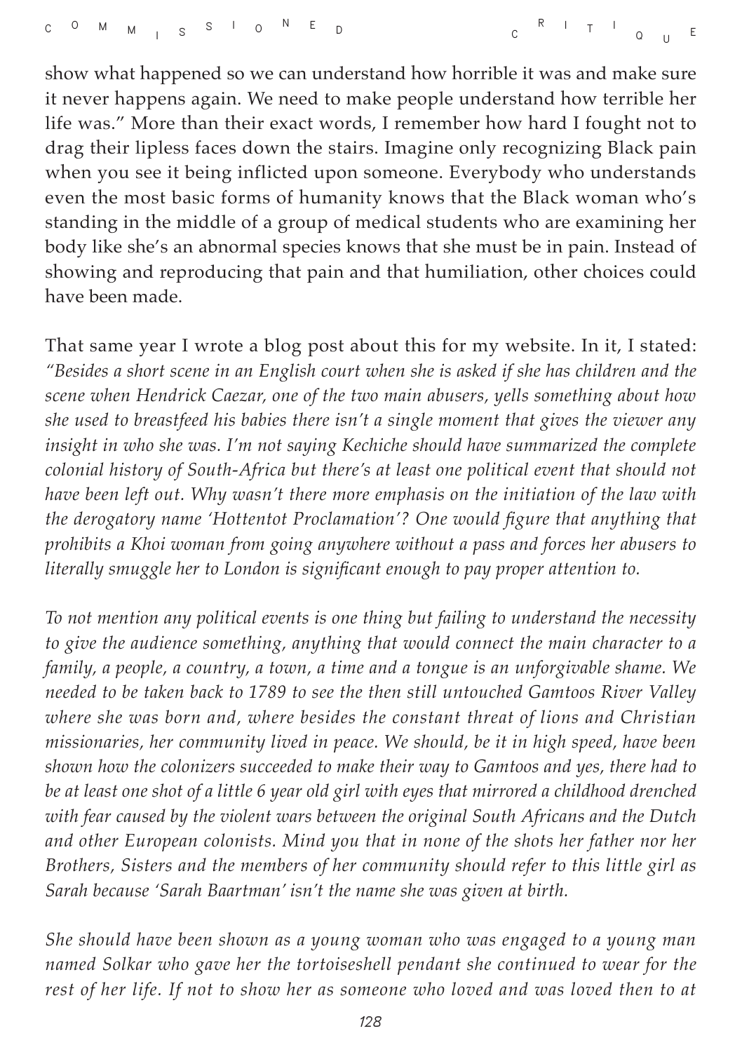show what happened so we can understand how horrible it was and make sure it never happens again. We need to make people understand how terrible her life was." More than their exact words, I remember how hard I fought not to drag their lipless faces down the stairs. Imagine only recognizing Black pain when you see it being inflicted upon someone. Everybody who understands even the most basic forms of humanity knows that the Black woman who's standing in the middle of a group of medical students who are examining her body like she's an abnormal species knows that she must be in pain. Instead of showing and reproducing that pain and that humiliation, other choices could have been made.

That same year I wrote a blog post about this for my website. In it, I stated: *"Besides a short scene in an English court when she is asked if she has children and the scene when Hendrick Caezar, one of the two main abusers, yells something about how she used to breastfeed his babies there isn't a single moment that gives the viewer any insight in who she was. I'm not saying Kechiche should have summarized the complete colonial history of South-Africa but there's at least one political event that should not have been left out. Why wasn't there more emphasis on the initiation of the law with the derogatory name 'Hottentot Proclamation'? One would figure that anything that prohibits a Khoi woman from going anywhere without a pass and forces her abusers to literally smuggle her to London is significant enough to pay proper attention to.*

*To not mention any political events is one thing but failing to understand the necessity to give the audience something, anything that would connect the main character to a family, a people, a country, a town, a time and a tongue is an unforgivable shame. We needed to be taken back to 1789 to see the then still untouched Gamtoos River Valley where she was born and, where besides the constant threat of lions and Christian missionaries, her community lived in peace. We should, be it in high speed, have been shown how the colonizers succeeded to make their way to Gamtoos and yes, there had to be at least one shot of a little 6 year old girl with eyes that mirrored a childhood drenched with fear caused by the violent wars between the original South Africans and the Dutch and other European colonists. Mind you that in none of the shots her father nor her Brothers, Sisters and the members of her community should refer to this little girl as Sarah because 'Sarah Baartman' isn't the name she was given at birth.*

*She should have been shown as a young woman who was engaged to a young man named Solkar who gave her the tortoiseshell pendant she continued to wear for the rest of her life. If not to show her as someone who loved and was loved then to at*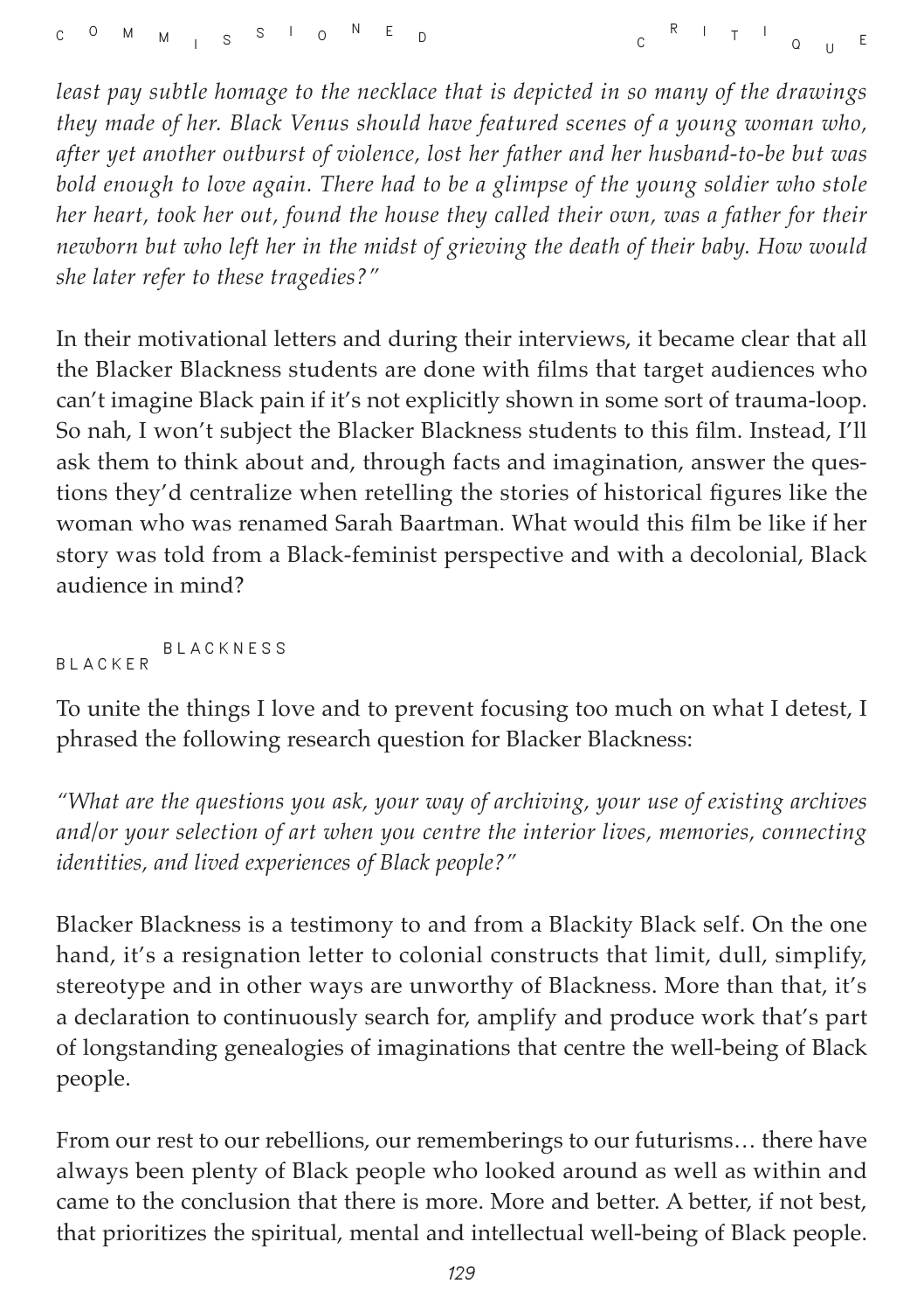*least pay subtle homage to the necklace that is depicted in so many of the drawings they made of her. Black Venus should have featured scenes of a young woman who, after yet another outburst of violence, lost her father and her husband-to-be but was bold enough to love again. There had to be a glimpse of the young soldier who stole her heart, took her out, found the house they called their own, was a father for their newborn but who left her in the midst of grieving the death of their baby. How would she later refer to these tragedies?"*

In their motivational letters and during their interviews, it became clear that all the Blacker Blackness students are done with films that target audiences who can't imagine Black pain if it's not explicitly shown in some sort of trauma-loop. So nah, I won't subject the Blacker Blackness students to this film. Instead, I'll ask them to think about and, through facts and imagination, answer the questions they'd centralize when retelling the stories of historical figures like the woman who was renamed Sarah Baartman. What would this film be like if her story was told from a Black-feminist perspective and with a decolonial, Black audience in mind?

## BLACKER BLACKNESS

To unite the things I love and to prevent focusing too much on what I detest, I phrased the following research question for Blacker Blackness:

*"What are the questions you ask, your way of archiving, your use of existing archives and/or your selection of art when you centre the interior lives, memories, connecting identities, and lived experiences of Black people?"*

Blacker Blackness is a testimony to and from a Blackity Black self. On the one hand, it's a resignation letter to colonial constructs that limit, dull, simplify, stereotype and in other ways are unworthy of Blackness. More than that, it's a declaration to continuously search for, amplify and produce work that's part of longstanding genealogies of imaginations that centre the well-being of Black people.

From our rest to our rebellions, our rememberings to our futurisms… there have always been plenty of Black people who looked around as well as within and came to the conclusion that there is more. More and better. A better, if not best, that prioritizes the spiritual, mental and intellectual well-being of Black people.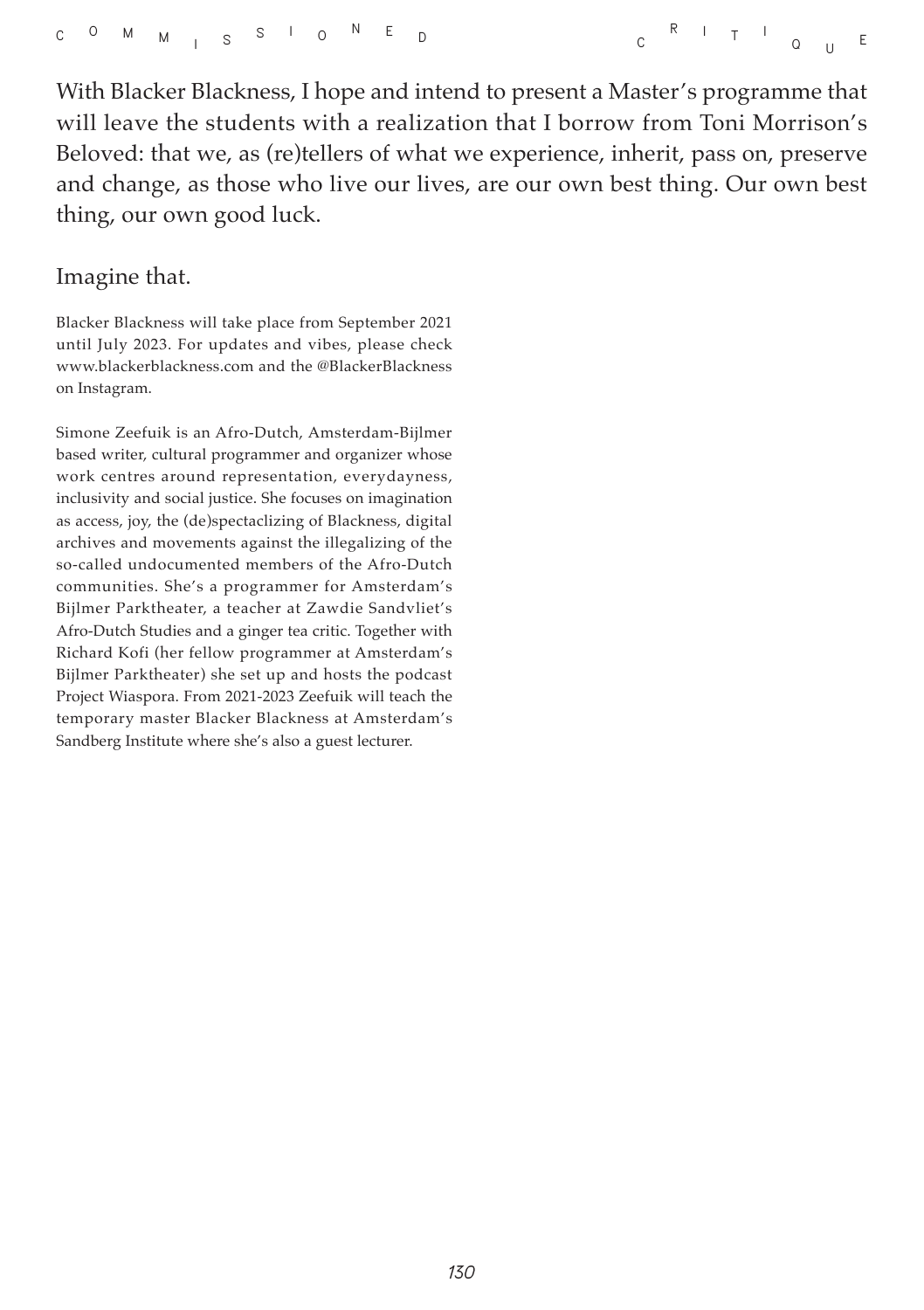With Blacker Blackness, I hope and intend to present a Master's programme that will leave the students with a realization that I borrow from Toni Morrison's Beloved: that we, as (re)tellers of what we experience, inherit, pass on, preserve and change, as those who live our lives, are our own best thing. Our own best thing, our own good luck.

Imagine that.

Blacker Blackness will take place from September 2021 until July 2023. For updates and vibes, please check www.blackerblackness.com and the @BlackerBlackness on Instagram.

Simone Zeefuik is an Afro-Dutch, Amsterdam-Bijlmer based writer, cultural programmer and organizer whose work centres around representation, everydayness, inclusivity and social justice. She focuses on imagination as access, joy, the (de)spectaclizing of Blackness, digital archives and movements against the illegalizing of the so-called undocumented members of the Afro-Dutch communities. She's a programmer for Amsterdam's Bijlmer Parktheater, a teacher at Zawdie Sandvliet's Afro-Dutch Studies and a ginger tea critic. Together with Richard Kofi (her fellow programmer at Amsterdam's Bijlmer Parktheater) she set up and hosts the podcast Project Wiaspora. From 2021-2023 Zeefuik will teach the temporary master Blacker Blackness at Amsterdam's Sandberg Institute where she's also a guest lecturer.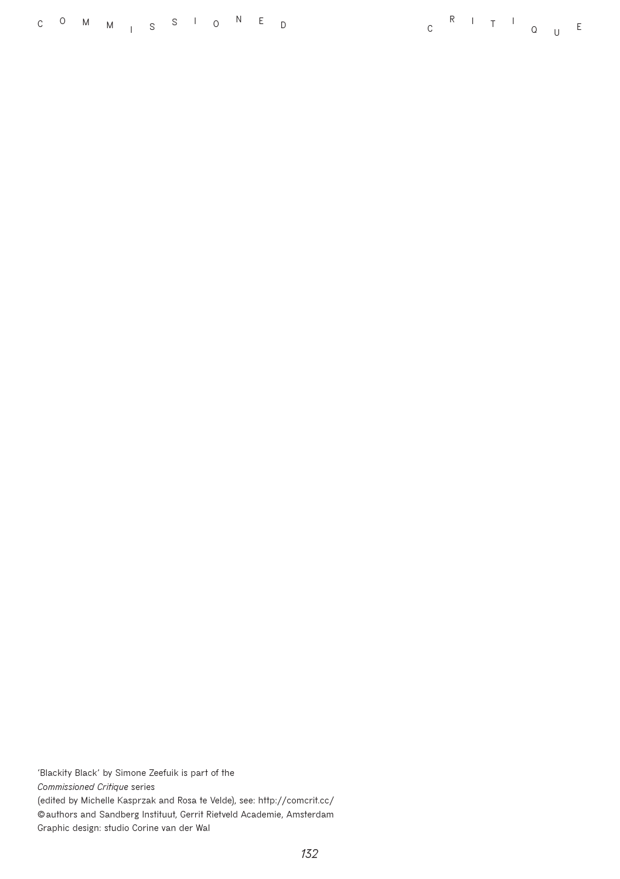‘Blackity Black’ by Simone Zeefuik is part of the
*Commissioned Critique* series
(edited by Michelle Kasprzak and Rosa te Velde), see: http://comcrit.cc/
©authors and Sandberg Instituut, Gerrit Rietveld Academie, Amsterdam
Graphic design: studio Corine van der Wal